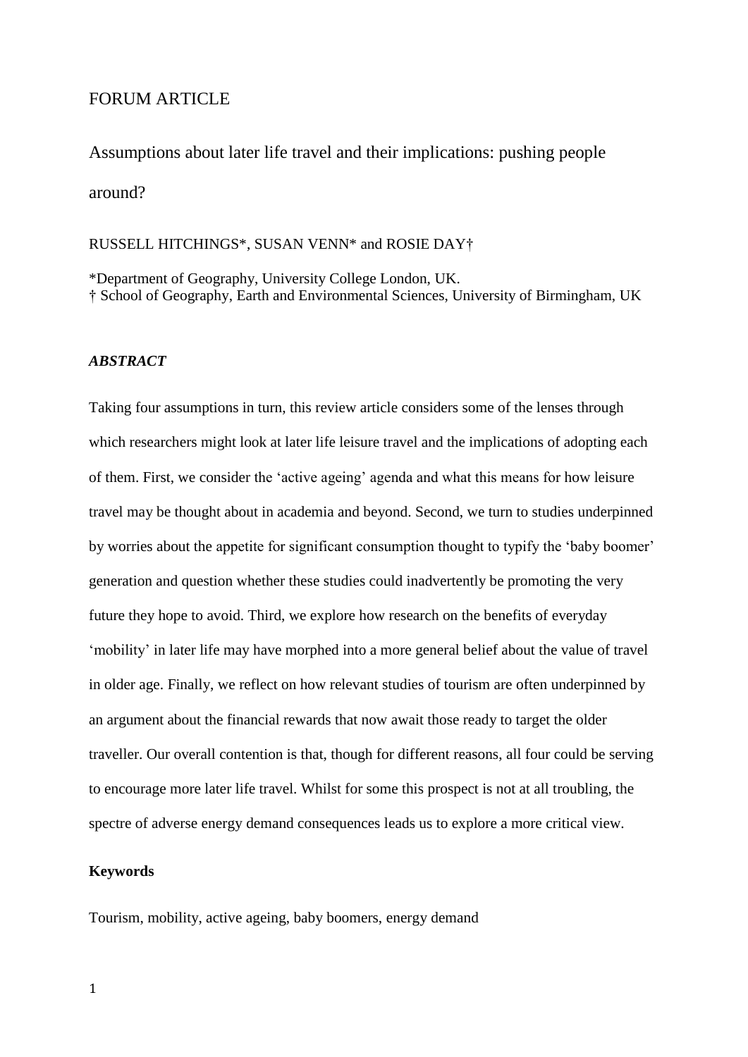FORUM ARTICLE

# Assumptions about later life travel and their implications: pushing people around?

RUSSELL HITCHINGS*, SUSAN VENN* and ROSIE DAY†

*Department of Geography, University College London, UK.
† School of Geography, Earth and Environmental Sciences, University of Birmingham, UK

***ABSTRACT***

Taking four assumptions in turn, this review article considers some of the lenses through which researchers might look at later life leisure travel and the implications of adopting each of them. First, we consider the 'active ageing' agenda and what this means for how leisure travel may be thought about in academia and beyond. Second, we turn to studies underpinned by worries about the appetite for significant consumption thought to typify the 'baby boomer' generation and question whether these studies could inadvertently be promoting the very future they hope to avoid. Third, we explore how research on the benefits of everyday 'mobility' in later life may have morphed into a more general belief about the value of travel in older age. Finally, we reflect on how relevant studies of tourism are often underpinned by an argument about the financial rewards that now await those ready to target the older traveller. Our overall contention is that, though for different reasons, all four could be serving to encourage more later life travel. Whilst for some this prospect is not at all troubling, the spectre of adverse energy demand consequences leads us to explore a more critical view.

**Keywords**

Tourism, mobility, active ageing, baby boomers, energy demand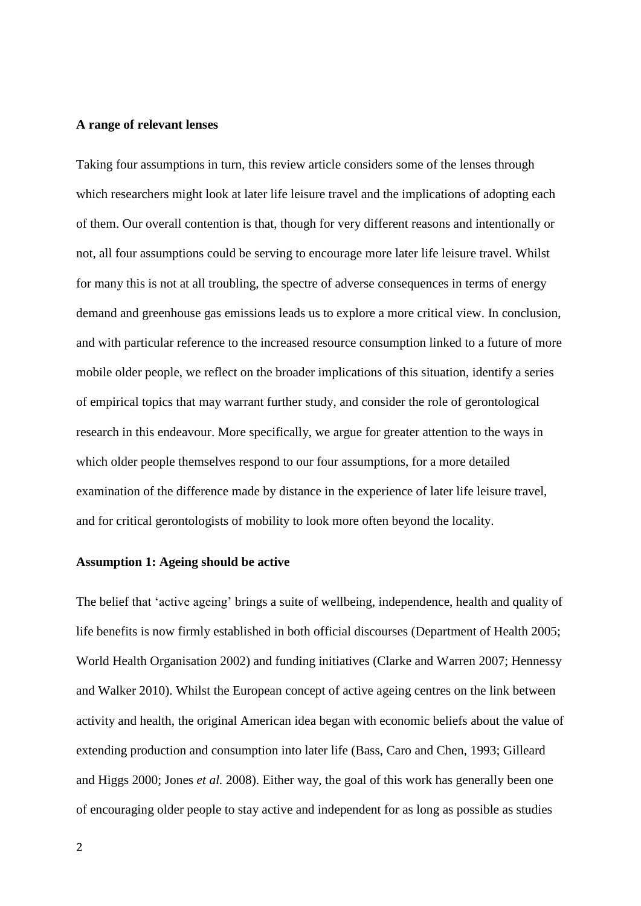## A range of relevant lenses

Taking four assumptions in turn, this review article considers some of the lenses through which researchers might look at later life leisure travel and the implications of adopting each of them. Our overall contention is that, though for very different reasons and intentionally or not, all four assumptions could be serving to encourage more later life leisure travel. Whilst for many this is not at all troubling, the spectre of adverse consequences in terms of energy demand and greenhouse gas emissions leads us to explore a more critical view. In conclusion, and with particular reference to the increased resource consumption linked to a future of more mobile older people, we reflect on the broader implications of this situation, identify a series of empirical topics that may warrant further study, and consider the role of gerontological research in this endeavour. More specifically, we argue for greater attention to the ways in which older people themselves respond to our four assumptions, for a more detailed examination of the difference made by distance in the experience of later life leisure travel, and for critical gerontologists of mobility to look more often beyond the locality.

## Assumption 1: Ageing should be active

The belief that 'active ageing' brings a suite of wellbeing, independence, health and quality of life benefits is now firmly established in both official discourses (Department of Health 2005; World Health Organisation 2002) and funding initiatives (Clarke and Warren 2007; Hennessy and Walker 2010). Whilst the European concept of active ageing centres on the link between activity and health, the original American idea began with economic beliefs about the value of extending production and consumption into later life (Bass, Caro and Chen, 1993; Gilleard and Higgs 2000; Jones *et al.* 2008). Either way, the goal of this work has generally been one of encouraging older people to stay active and independent for as long as possible as studies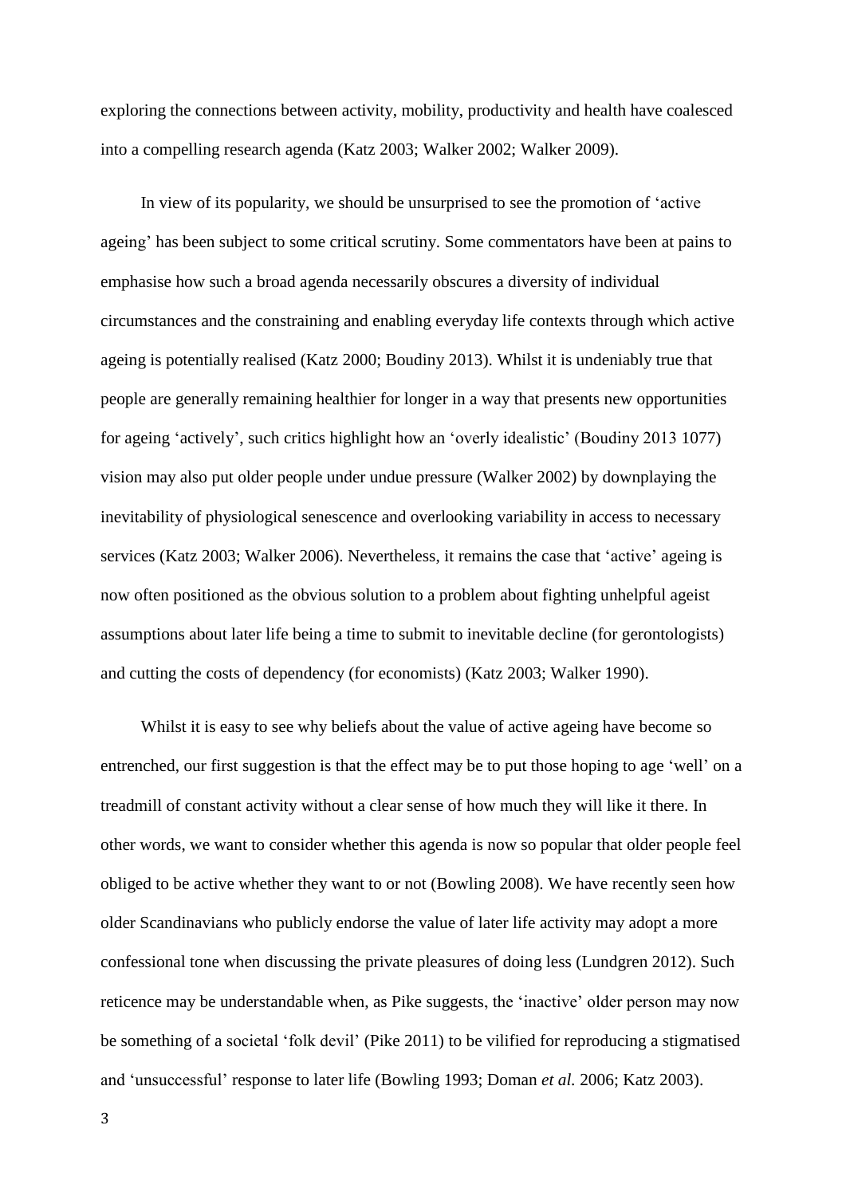exploring the connections between activity, mobility, productivity and health have coalesced into a compelling research agenda (Katz 2003; Walker 2002; Walker 2009).

In view of its popularity, we should be unsurprised to see the promotion of 'active ageing' has been subject to some critical scrutiny. Some commentators have been at pains to emphasise how such a broad agenda necessarily obscures a diversity of individual circumstances and the constraining and enabling everyday life contexts through which active ageing is potentially realised (Katz 2000; Boudiny 2013). Whilst it is undeniably true that people are generally remaining healthier for longer in a way that presents new opportunities for ageing 'actively', such critics highlight how an 'overly idealistic' (Boudiny 2013 1077) vision may also put older people under undue pressure (Walker 2002) by downplaying the inevitability of physiological senescence and overlooking variability in access to necessary services (Katz 2003; Walker 2006). Nevertheless, it remains the case that 'active' ageing is now often positioned as the obvious solution to a problem about fighting unhelpful ageist assumptions about later life being a time to submit to inevitable decline (for gerontologists) and cutting the costs of dependency (for economists) (Katz 2003; Walker 1990).

Whilst it is easy to see why beliefs about the value of active ageing have become so entrenched, our first suggestion is that the effect may be to put those hoping to age 'well' on a treadmill of constant activity without a clear sense of how much they will like it there. In other words, we want to consider whether this agenda is now so popular that older people feel obliged to be active whether they want to or not (Bowling 2008). We have recently seen how older Scandinavians who publicly endorse the value of later life activity may adopt a more confessional tone when discussing the private pleasures of doing less (Lundgren 2012). Such reticence may be understandable when, as Pike suggests, the 'inactive' older person may now be something of a societal 'folk devil' (Pike 2011) to be vilified for reproducing a stigmatised and 'unsuccessful' response to later life (Bowling 1993; Doman *et al.* 2006; Katz 2003).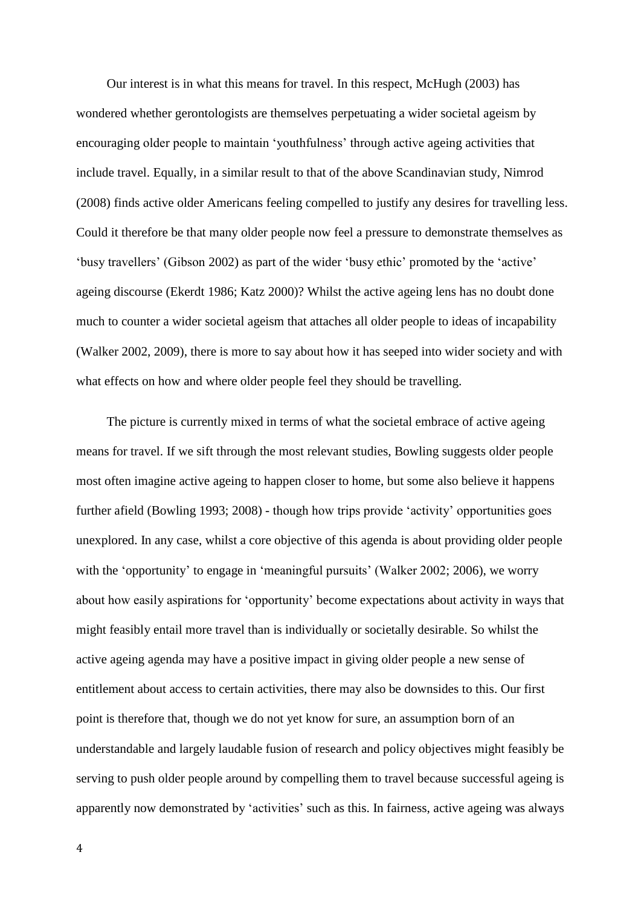Our interest is in what this means for travel. In this respect, McHugh (2003) has wondered whether gerontologists are themselves perpetuating a wider societal ageism by encouraging older people to maintain 'youthfulness' through active ageing activities that include travel. Equally, in a similar result to that of the above Scandinavian study, Nimrod (2008) finds active older Americans feeling compelled to justify any desires for travelling less. Could it therefore be that many older people now feel a pressure to demonstrate themselves as 'busy travellers' (Gibson 2002) as part of the wider 'busy ethic' promoted by the 'active' ageing discourse (Ekerdt 1986; Katz 2000)? Whilst the active ageing lens has no doubt done much to counter a wider societal ageism that attaches all older people to ideas of incapability (Walker 2002, 2009), there is more to say about how it has seeped into wider society and with what effects on how and where older people feel they should be travelling.

The picture is currently mixed in terms of what the societal embrace of active ageing means for travel. If we sift through the most relevant studies, Bowling suggests older people most often imagine active ageing to happen closer to home, but some also believe it happens further afield (Bowling 1993; 2008) - though how trips provide 'activity' opportunities goes unexplored. In any case, whilst a core objective of this agenda is about providing older people with the 'opportunity' to engage in 'meaningful pursuits' (Walker 2002; 2006), we worry about how easily aspirations for 'opportunity' become expectations about activity in ways that might feasibly entail more travel than is individually or societally desirable. So whilst the active ageing agenda may have a positive impact in giving older people a new sense of entitlement about access to certain activities, there may also be downsides to this. Our first point is therefore that, though we do not yet know for sure, an assumption born of an understandable and largely laudable fusion of research and policy objectives might feasibly be serving to push older people around by compelling them to travel because successful ageing is apparently now demonstrated by 'activities' such as this. In fairness, active ageing was always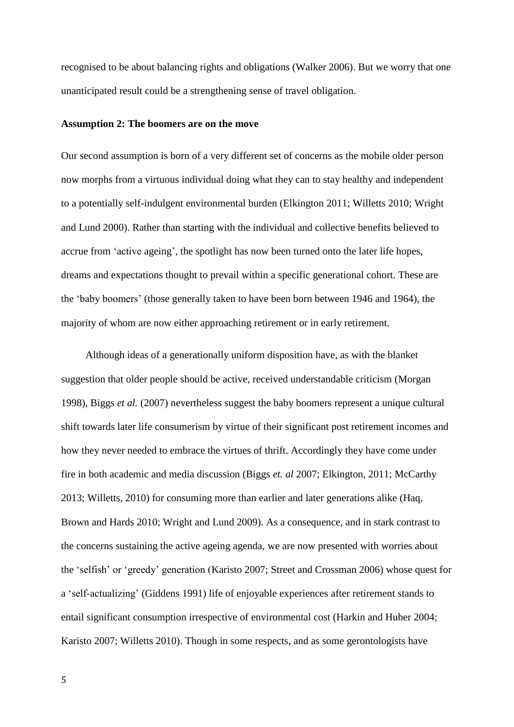recognised to be about balancing rights and obligations (Walker 2006). But we worry that one unanticipated result could be a strengthening sense of travel obligation.

**Assumption 2: The boomers are on the move**

Our second assumption is born of a very different set of concerns as the mobile older person now morphs from a virtuous individual doing what they can to stay healthy and independent to a potentially self-indulgent environmental burden (Elkington 2011; Willetts 2010; Wright and Lund 2000). Rather than starting with the individual and collective benefits believed to accrue from 'active ageing', the spotlight has now been turned onto the later life hopes, dreams and expectations thought to prevail within a specific generational cohort. These are the 'baby boomers' (those generally taken to have been born between 1946 and 1964), the majority of whom are now either approaching retirement or in early retirement.

Although ideas of a generationally uniform disposition have, as with the blanket suggestion that older people should be active, received understandable criticism (Morgan 1998), Biggs *et al.* (2007) nevertheless suggest the baby boomers represent a unique cultural shift towards later life consumerism by virtue of their significant post retirement incomes and how they never needed to embrace the virtues of thrift. Accordingly they have come under fire in both academic and media discussion (Biggs *et. al* 2007; Elkington, 2011; McCarthy 2013; Willetts, 2010) for consuming more than earlier and later generations alike (Haq, Brown and Hards 2010; Wright and Lund 2009). As a consequence, and in stark contrast to the concerns sustaining the active ageing agenda, we are now presented with worries about the 'selfish' or 'greedy' generation (Karisto 2007; Street and Crossman 2006) whose quest for a 'self-actualizing' (Giddens 1991) life of enjoyable experiences after retirement stands to entail significant consumption irrespective of environmental cost (Harkin and Huber 2004; Karisto 2007; Willetts 2010). Though in some respects, and as some gerontologists have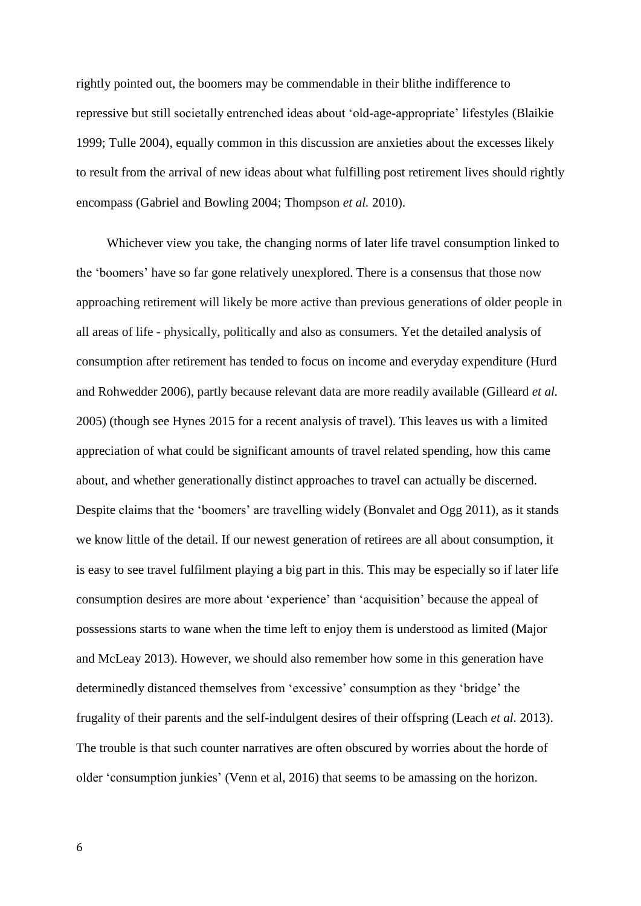rightly pointed out, the boomers may be commendable in their blithe indifference to repressive but still societally entrenched ideas about 'old-age-appropriate' lifestyles (Blaikie 1999; Tulle 2004), equally common in this discussion are anxieties about the excesses likely to result from the arrival of new ideas about what fulfilling post retirement lives should rightly encompass (Gabriel and Bowling 2004; Thompson *et al.* 2010).

Whichever view you take, the changing norms of later life travel consumption linked to the 'boomers' have so far gone relatively unexplored. There is a consensus that those now approaching retirement will likely be more active than previous generations of older people in all areas of life - physically, politically and also as consumers. Yet the detailed analysis of consumption after retirement has tended to focus on income and everyday expenditure (Hurd and Rohwedder 2006), partly because relevant data are more readily available (Gilleard *et al.* 2005) (though see Hynes 2015 for a recent analysis of travel). This leaves us with a limited appreciation of what could be significant amounts of travel related spending, how this came about, and whether generationally distinct approaches to travel can actually be discerned. Despite claims that the 'boomers' are travelling widely (Bonvalet and Ogg 2011), as it stands we know little of the detail. If our newest generation of retirees are all about consumption, it is easy to see travel fulfilment playing a big part in this. This may be especially so if later life consumption desires are more about 'experience' than 'acquisition' because the appeal of possessions starts to wane when the time left to enjoy them is understood as limited (Major and McLeay 2013). However, we should also remember how some in this generation have determinedly distanced themselves from 'excessive' consumption as they 'bridge' the frugality of their parents and the self-indulgent desires of their offspring (Leach *et al.* 2013). The trouble is that such counter narratives are often obscured by worries about the horde of older 'consumption junkies' (Venn et al, 2016) that seems to be amassing on the horizon.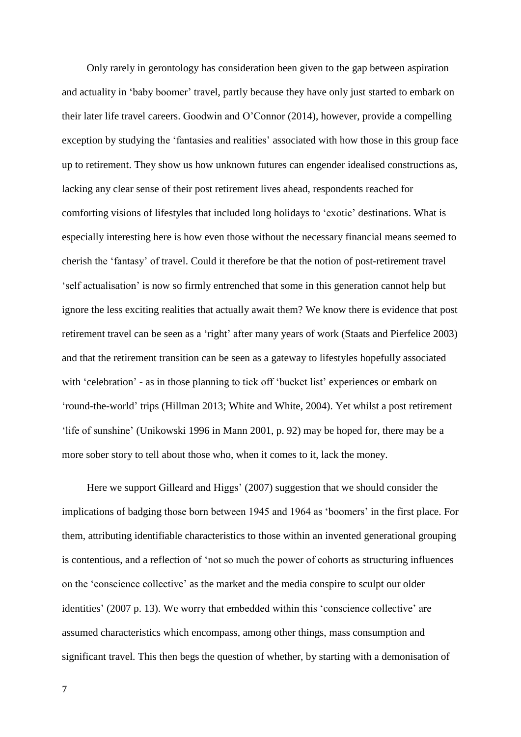Only rarely in gerontology has consideration been given to the gap between aspiration and actuality in 'baby boomer' travel, partly because they have only just started to embark on their later life travel careers. Goodwin and O'Connor (2014), however, provide a compelling exception by studying the 'fantasies and realities' associated with how those in this group face up to retirement. They show us how unknown futures can engender idealised constructions as, lacking any clear sense of their post retirement lives ahead, respondents reached for comforting visions of lifestyles that included long holidays to 'exotic' destinations. What is especially interesting here is how even those without the necessary financial means seemed to cherish the 'fantasy' of travel. Could it therefore be that the notion of post-retirement travel 'self actualisation' is now so firmly entrenched that some in this generation cannot help but ignore the less exciting realities that actually await them? We know there is evidence that post retirement travel can be seen as a 'right' after many years of work (Staats and Pierfelice 2003) and that the retirement transition can be seen as a gateway to lifestyles hopefully associated with 'celebration' - as in those planning to tick off 'bucket list' experiences or embark on 'round-the-world' trips (Hillman 2013; White and White, 2004). Yet whilst a post retirement 'life of sunshine' (Unikowski 1996 in Mann 2001, p. 92) may be hoped for, there may be a more sober story to tell about those who, when it comes to it, lack the money.

Here we support Gilleard and Higgs' (2007) suggestion that we should consider the implications of badging those born between 1945 and 1964 as 'boomers' in the first place. For them, attributing identifiable characteristics to those within an invented generational grouping is contentious, and a reflection of 'not so much the power of cohorts as structuring influences on the 'conscience collective' as the market and the media conspire to sculpt our older identities' (2007 p. 13). We worry that embedded within this 'conscience collective' are assumed characteristics which encompass, among other things, mass consumption and significant travel. This then begs the question of whether, by starting with a demonisation of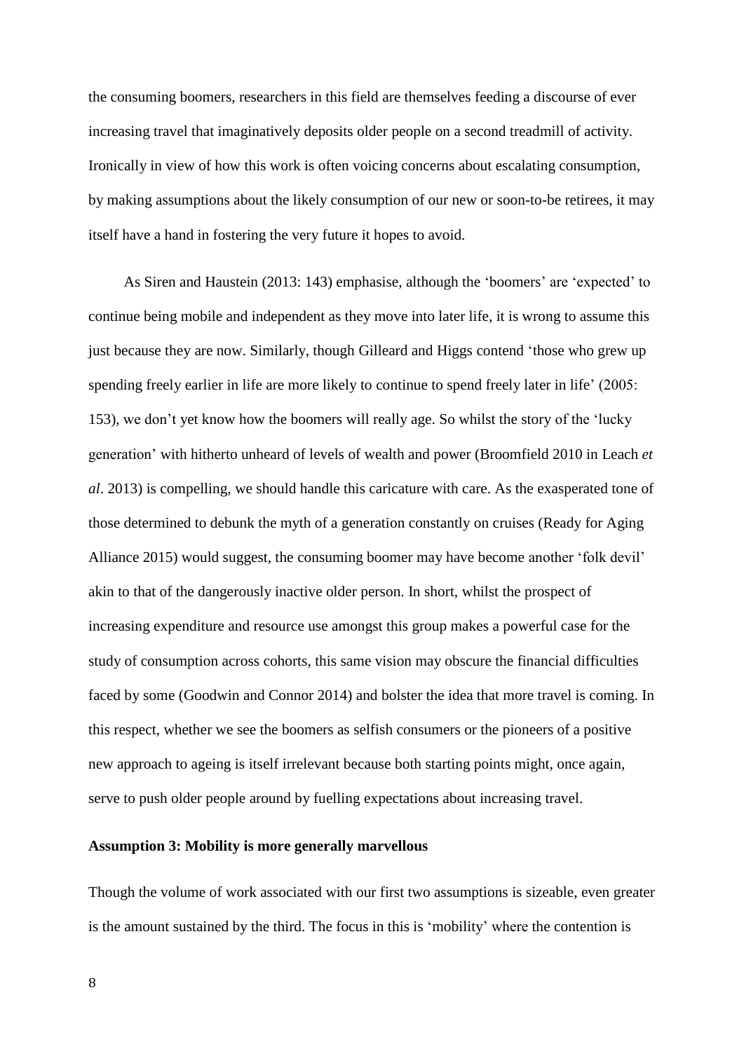the consuming boomers, researchers in this field are themselves feeding a discourse of ever increasing travel that imaginatively deposits older people on a second treadmill of activity. Ironically in view of how this work is often voicing concerns about escalating consumption, by making assumptions about the likely consumption of our new or soon-to-be retirees, it may itself have a hand in fostering the very future it hopes to avoid.

As Siren and Haustein (2013: 143) emphasise, although the 'boomers' are 'expected' to continue being mobile and independent as they move into later life, it is wrong to assume this just because they are now. Similarly, though Gilleard and Higgs contend 'those who grew up spending freely earlier in life are more likely to continue to spend freely later in life' (2005: 153), we don't yet know how the boomers will really age. So whilst the story of the 'lucky generation' with hitherto unheard of levels of wealth and power (Broomfield 2010 in Leach *et al*. 2013) is compelling, we should handle this caricature with care. As the exasperated tone of those determined to debunk the myth of a generation constantly on cruises (Ready for Aging Alliance 2015) would suggest, the consuming boomer may have become another 'folk devil' akin to that of the dangerously inactive older person. In short, whilst the prospect of increasing expenditure and resource use amongst this group makes a powerful case for the study of consumption across cohorts, this same vision may obscure the financial difficulties faced by some (Goodwin and Connor 2014) and bolster the idea that more travel is coming. In this respect, whether we see the boomers as selfish consumers or the pioneers of a positive new approach to ageing is itself irrelevant because both starting points might, once again, serve to push older people around by fuelling expectations about increasing travel.

**Assumption 3: Mobility is more generally marvellous**

Though the volume of work associated with our first two assumptions is sizeable, even greater is the amount sustained by the third. The focus in this is 'mobility' where the contention is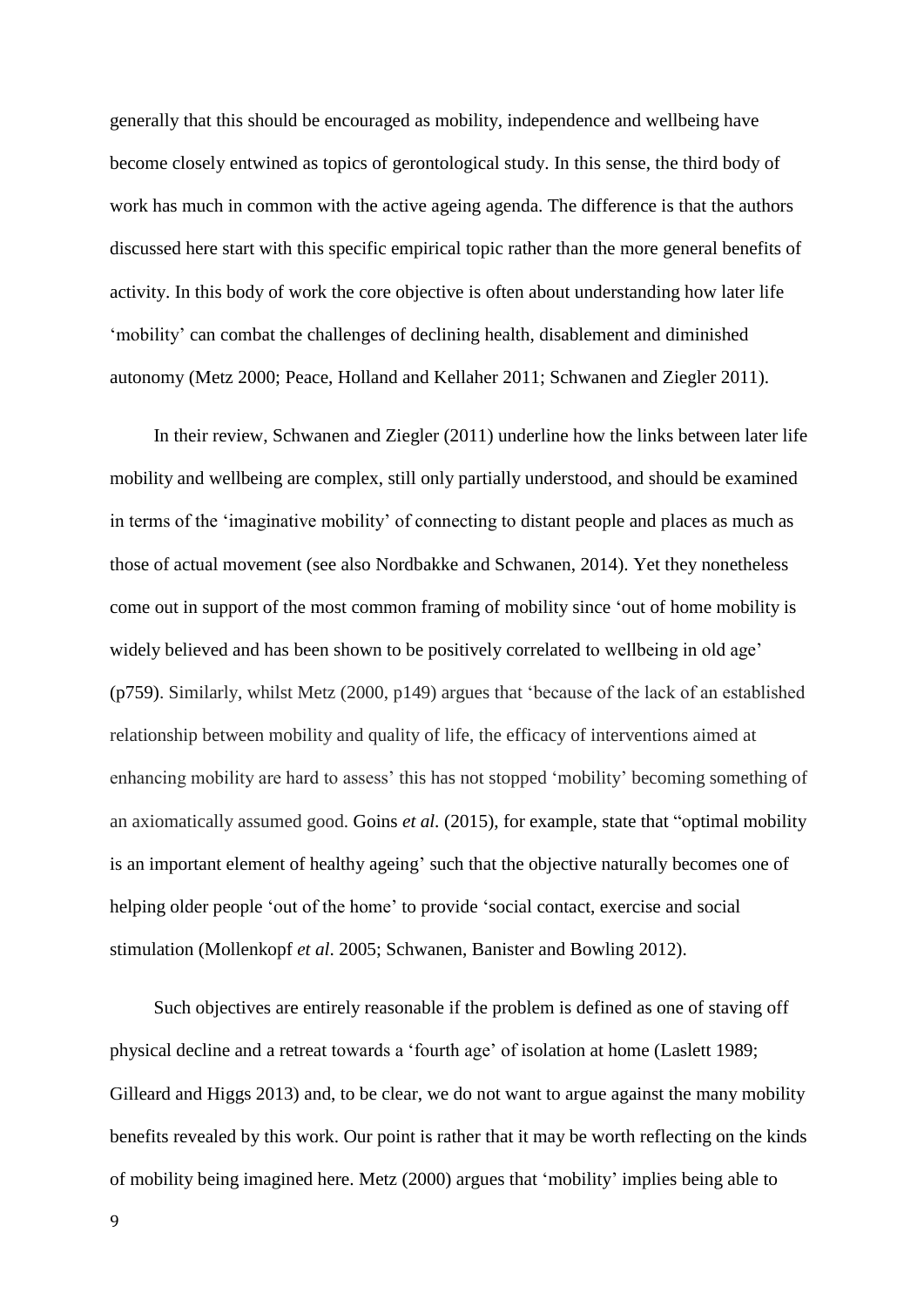generally that this should be encouraged as mobility, independence and wellbeing have become closely entwined as topics of gerontological study. In this sense, the third body of work has much in common with the active ageing agenda. The difference is that the authors discussed here start with this specific empirical topic rather than the more general benefits of activity. In this body of work the core objective is often about understanding how later life 'mobility' can combat the challenges of declining health, disablement and diminished autonomy (Metz 2000; Peace, Holland and Kellaher 2011; Schwanen and Ziegler 2011).

In their review, Schwanen and Ziegler (2011) underline how the links between later life mobility and wellbeing are complex, still only partially understood, and should be examined in terms of the 'imaginative mobility' of connecting to distant people and places as much as those of actual movement (see also Nordbakke and Schwanen, 2014). Yet they nonetheless come out in support of the most common framing of mobility since 'out of home mobility is widely believed and has been shown to be positively correlated to wellbeing in old age' (p759). Similarly, whilst Metz (2000, p149) argues that 'because of the lack of an established relationship between mobility and quality of life, the efficacy of interventions aimed at enhancing mobility are hard to assess' this has not stopped 'mobility' becoming something of an axiomatically assumed good. Goins *et al.* (2015), for example, state that "optimal mobility is an important element of healthy ageing' such that the objective naturally becomes one of helping older people 'out of the home' to provide 'social contact, exercise and social stimulation (Mollenkopf *et al*. 2005; Schwanen, Banister and Bowling 2012).

Such objectives are entirely reasonable if the problem is defined as one of staving off physical decline and a retreat towards a 'fourth age' of isolation at home (Laslett 1989; Gilleard and Higgs 2013) and, to be clear, we do not want to argue against the many mobility benefits revealed by this work. Our point is rather that it may be worth reflecting on the kinds of mobility being imagined here. Metz (2000) argues that 'mobility' implies being able to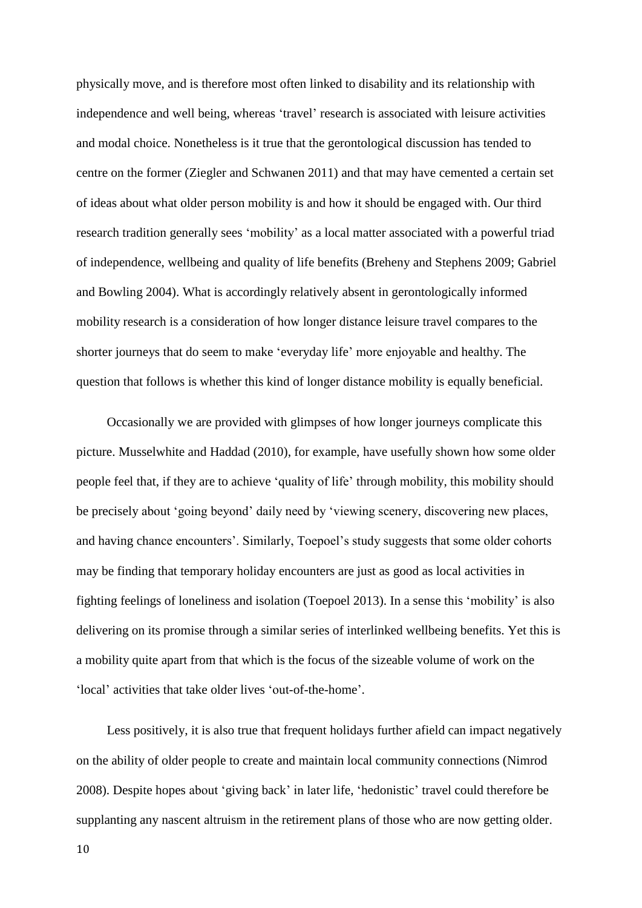physically move, and is therefore most often linked to disability and its relationship with independence and well being, whereas 'travel' research is associated with leisure activities and modal choice. Nonetheless is it true that the gerontological discussion has tended to centre on the former (Ziegler and Schwanen 2011) and that may have cemented a certain set of ideas about what older person mobility is and how it should be engaged with. Our third research tradition generally sees 'mobility' as a local matter associated with a powerful triad of independence, wellbeing and quality of life benefits (Breheny and Stephens 2009; Gabriel and Bowling 2004). What is accordingly relatively absent in gerontologically informed mobility research is a consideration of how longer distance leisure travel compares to the shorter journeys that do seem to make 'everyday life' more enjoyable and healthy. The question that follows is whether this kind of longer distance mobility is equally beneficial.

Occasionally we are provided with glimpses of how longer journeys complicate this picture. Musselwhite and Haddad (2010), for example, have usefully shown how some older people feel that, if they are to achieve 'quality of life' through mobility, this mobility should be precisely about 'going beyond' daily need by 'viewing scenery, discovering new places, and having chance encounters'. Similarly, Toepoel's study suggests that some older cohorts may be finding that temporary holiday encounters are just as good as local activities in fighting feelings of loneliness and isolation (Toepoel 2013). In a sense this 'mobility' is also delivering on its promise through a similar series of interlinked wellbeing benefits. Yet this is a mobility quite apart from that which is the focus of the sizeable volume of work on the 'local' activities that take older lives 'out-of-the-home'.

Less positively, it is also true that frequent holidays further afield can impact negatively on the ability of older people to create and maintain local community connections (Nimrod 2008). Despite hopes about 'giving back' in later life, 'hedonistic' travel could therefore be supplanting any nascent altruism in the retirement plans of those who are now getting older.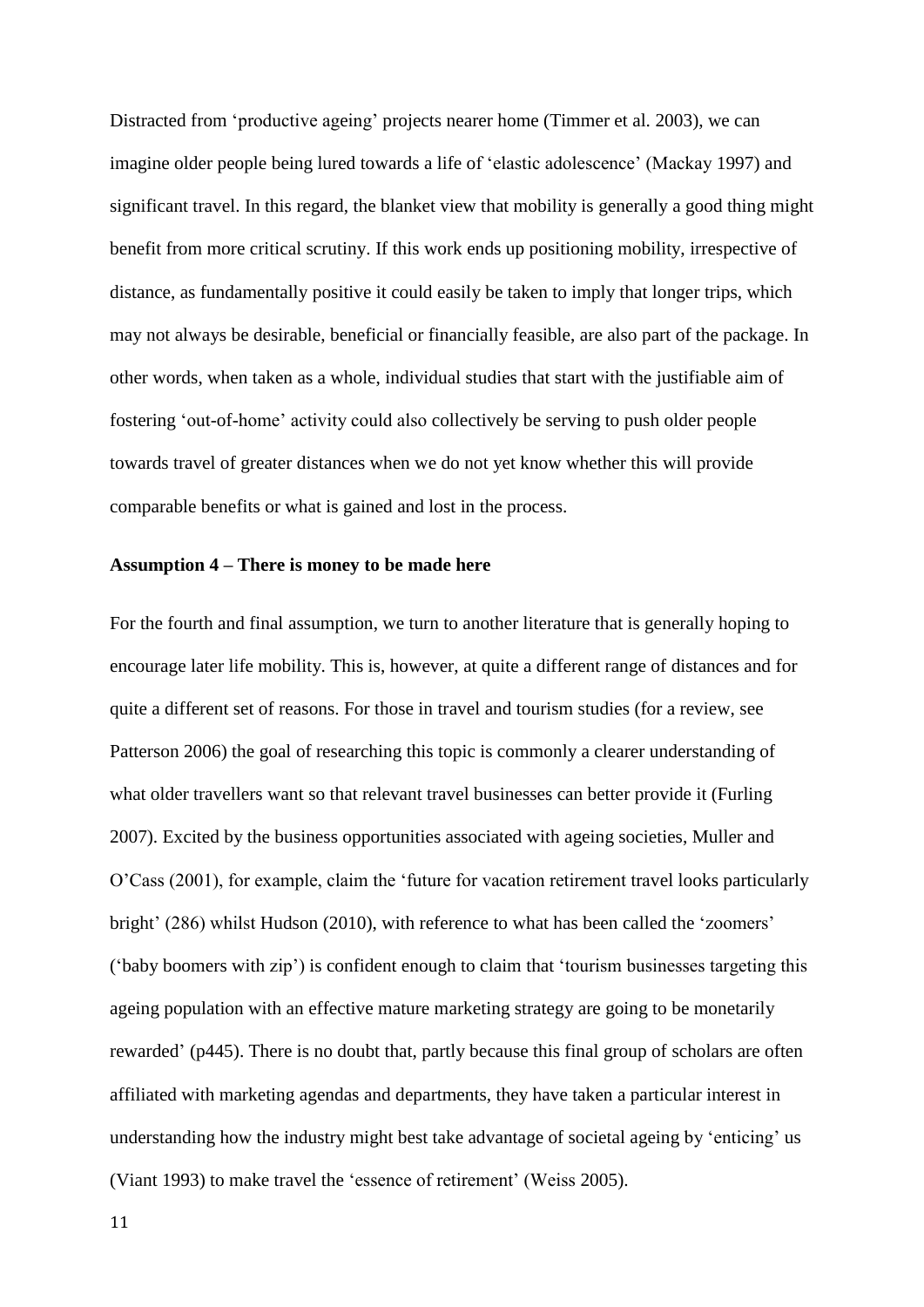Distracted from 'productive ageing' projects nearer home (Timmer et al. 2003), we can imagine older people being lured towards a life of 'elastic adolescence' (Mackay 1997) and significant travel. In this regard, the blanket view that mobility is generally a good thing might benefit from more critical scrutiny. If this work ends up positioning mobility, irrespective of distance, as fundamentally positive it could easily be taken to imply that longer trips, which may not always be desirable, beneficial or financially feasible, are also part of the package. In other words, when taken as a whole, individual studies that start with the justifiable aim of fostering 'out-of-home' activity could also collectively be serving to push older people towards travel of greater distances when we do not yet know whether this will provide comparable benefits or what is gained and lost in the process.

**Assumption 4 – There is money to be made here**

For the fourth and final assumption, we turn to another literature that is generally hoping to encourage later life mobility. This is, however, at quite a different range of distances and for quite a different set of reasons. For those in travel and tourism studies (for a review, see Patterson 2006) the goal of researching this topic is commonly a clearer understanding of what older travellers want so that relevant travel businesses can better provide it (Furling 2007). Excited by the business opportunities associated with ageing societies, Muller and O'Cass (2001), for example, claim the 'future for vacation retirement travel looks particularly bright' (286) whilst Hudson (2010), with reference to what has been called the 'zoomers' ('baby boomers with zip') is confident enough to claim that 'tourism businesses targeting this ageing population with an effective mature marketing strategy are going to be monetarily rewarded' (p445). There is no doubt that, partly because this final group of scholars are often affiliated with marketing agendas and departments, they have taken a particular interest in understanding how the industry might best take advantage of societal ageing by 'enticing' us (Viant 1993) to make travel the 'essence of retirement' (Weiss 2005).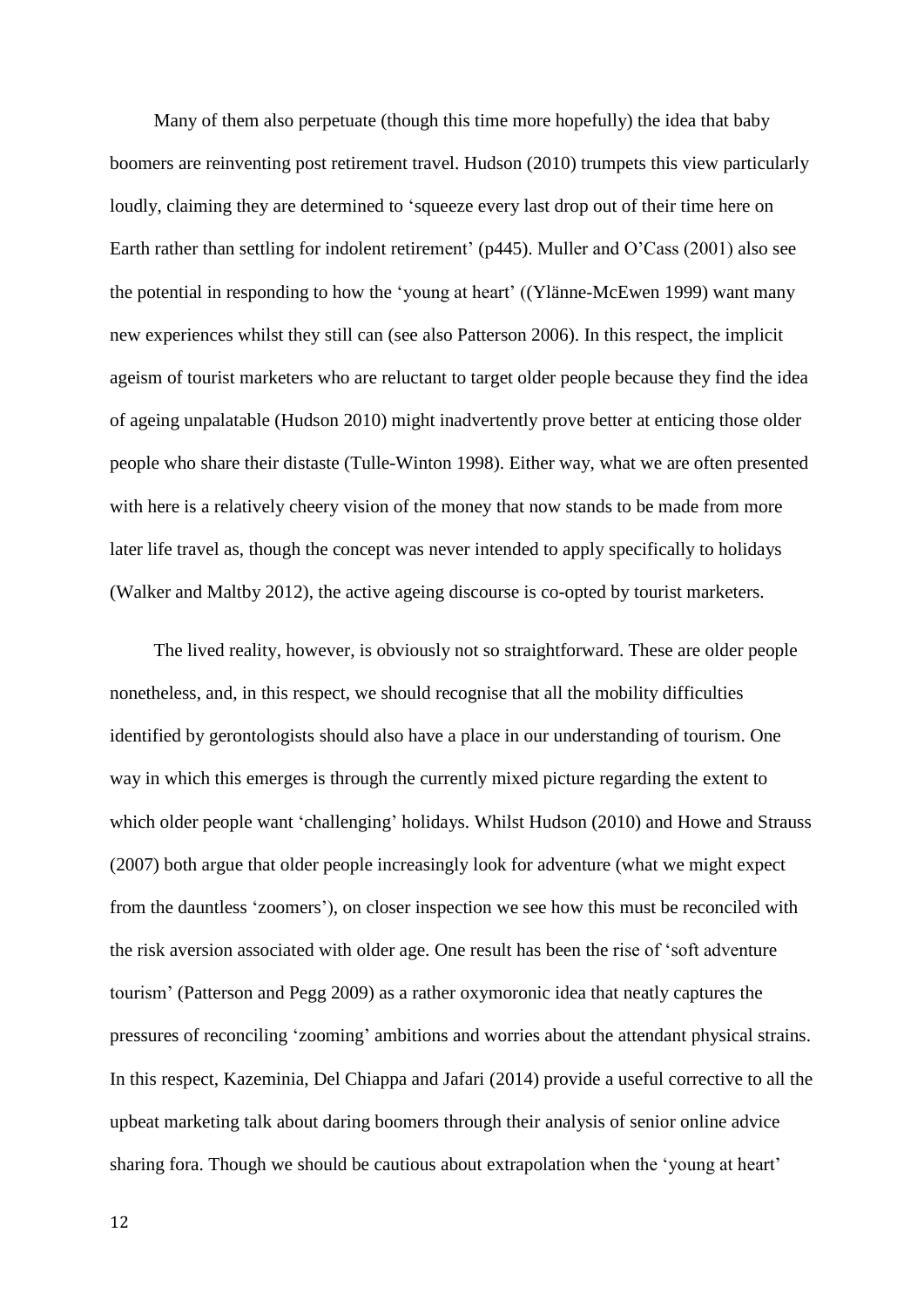Many of them also perpetuate (though this time more hopefully) the idea that baby boomers are reinventing post retirement travel. Hudson (2010) trumpets this view particularly loudly, claiming they are determined to 'squeeze every last drop out of their time here on Earth rather than settling for indolent retirement' (p445). Muller and O'Cass (2001) also see the potential in responding to how the 'young at heart' ((Ylänne-McEwen 1999) want many new experiences whilst they still can (see also Patterson 2006). In this respect, the implicit ageism of tourist marketers who are reluctant to target older people because they find the idea of ageing unpalatable (Hudson 2010) might inadvertently prove better at enticing those older people who share their distaste (Tulle-Winton 1998). Either way, what we are often presented with here is a relatively cheery vision of the money that now stands to be made from more later life travel as, though the concept was never intended to apply specifically to holidays (Walker and Maltby 2012), the active ageing discourse is co-opted by tourist marketers.

The lived reality, however, is obviously not so straightforward. These are older people nonetheless, and, in this respect, we should recognise that all the mobility difficulties identified by gerontologists should also have a place in our understanding of tourism. One way in which this emerges is through the currently mixed picture regarding the extent to which older people want 'challenging' holidays. Whilst Hudson (2010) and Howe and Strauss (2007) both argue that older people increasingly look for adventure (what we might expect from the dauntless 'zoomers'), on closer inspection we see how this must be reconciled with the risk aversion associated with older age. One result has been the rise of 'soft adventure tourism' (Patterson and Pegg 2009) as a rather oxymoronic idea that neatly captures the pressures of reconciling 'zooming' ambitions and worries about the attendant physical strains. In this respect, Kazeminia, Del Chiappa and Jafari (2014) provide a useful corrective to all the upbeat marketing talk about daring boomers through their analysis of senior online advice sharing fora. Though we should be cautious about extrapolation when the 'young at heart'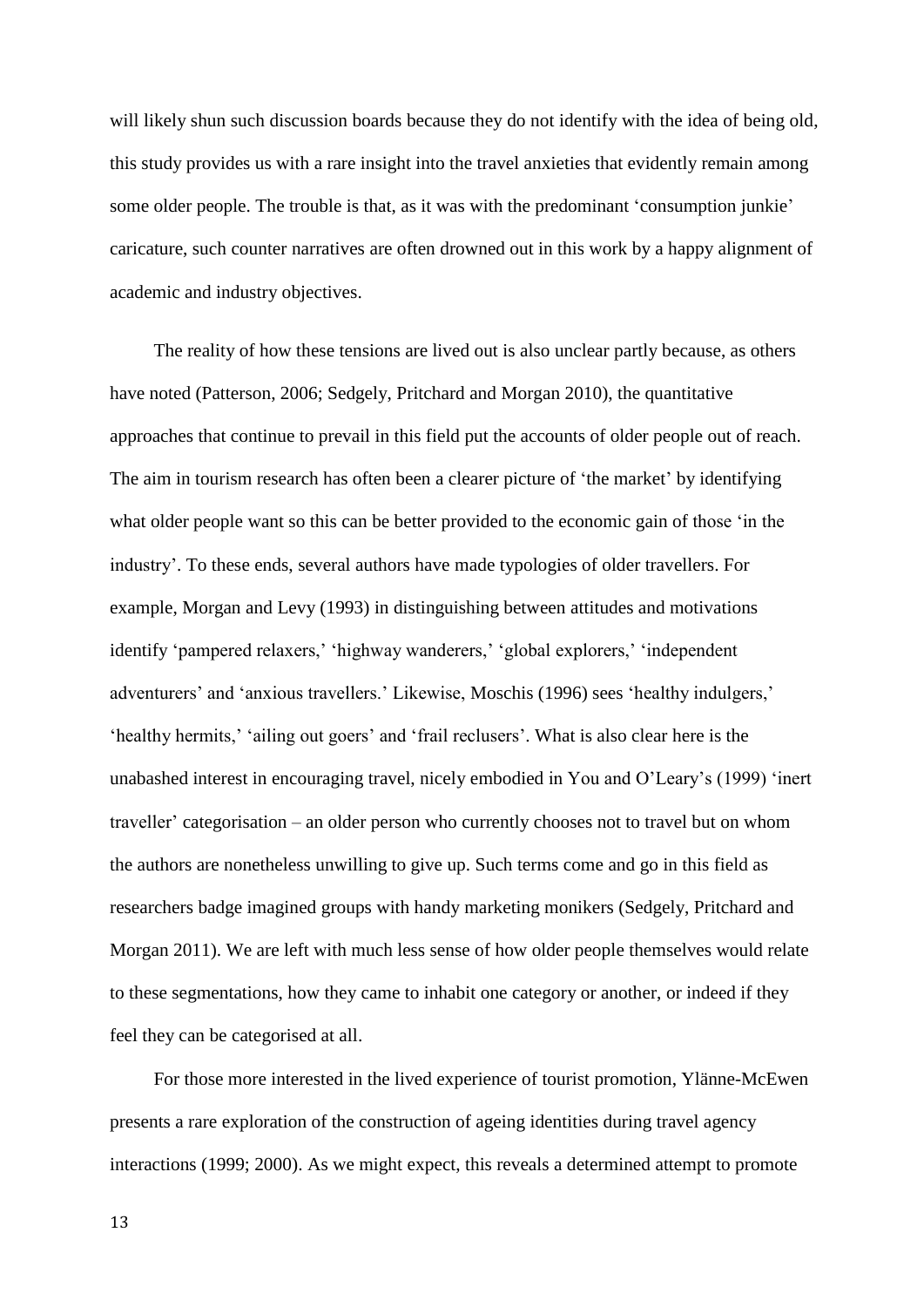will likely shun such discussion boards because they do not identify with the idea of being old, this study provides us with a rare insight into the travel anxieties that evidently remain among some older people. The trouble is that, as it was with the predominant 'consumption junkie' caricature, such counter narratives are often drowned out in this work by a happy alignment of academic and industry objectives.

The reality of how these tensions are lived out is also unclear partly because, as others have noted (Patterson, 2006; Sedgely, Pritchard and Morgan 2010), the quantitative approaches that continue to prevail in this field put the accounts of older people out of reach. The aim in tourism research has often been a clearer picture of 'the market' by identifying what older people want so this can be better provided to the economic gain of those 'in the industry'. To these ends, several authors have made typologies of older travellers. For example, Morgan and Levy (1993) in distinguishing between attitudes and motivations identify 'pampered relaxers,' 'highway wanderers,' 'global explorers,' 'independent adventurers' and 'anxious travellers.' Likewise, Moschis (1996) sees 'healthy indulgers,' 'healthy hermits,' 'ailing out goers' and 'frail reclusers'. What is also clear here is the unabashed interest in encouraging travel, nicely embodied in You and O'Leary's (1999) 'inert traveller' categorisation – an older person who currently chooses not to travel but on whom the authors are nonetheless unwilling to give up. Such terms come and go in this field as researchers badge imagined groups with handy marketing monikers (Sedgely, Pritchard and Morgan 2011). We are left with much less sense of how older people themselves would relate to these segmentations, how they came to inhabit one category or another, or indeed if they feel they can be categorised at all.

For those more interested in the lived experience of tourist promotion, Ylänne-McEwen presents a rare exploration of the construction of ageing identities during travel agency interactions (1999; 2000). As we might expect, this reveals a determined attempt to promote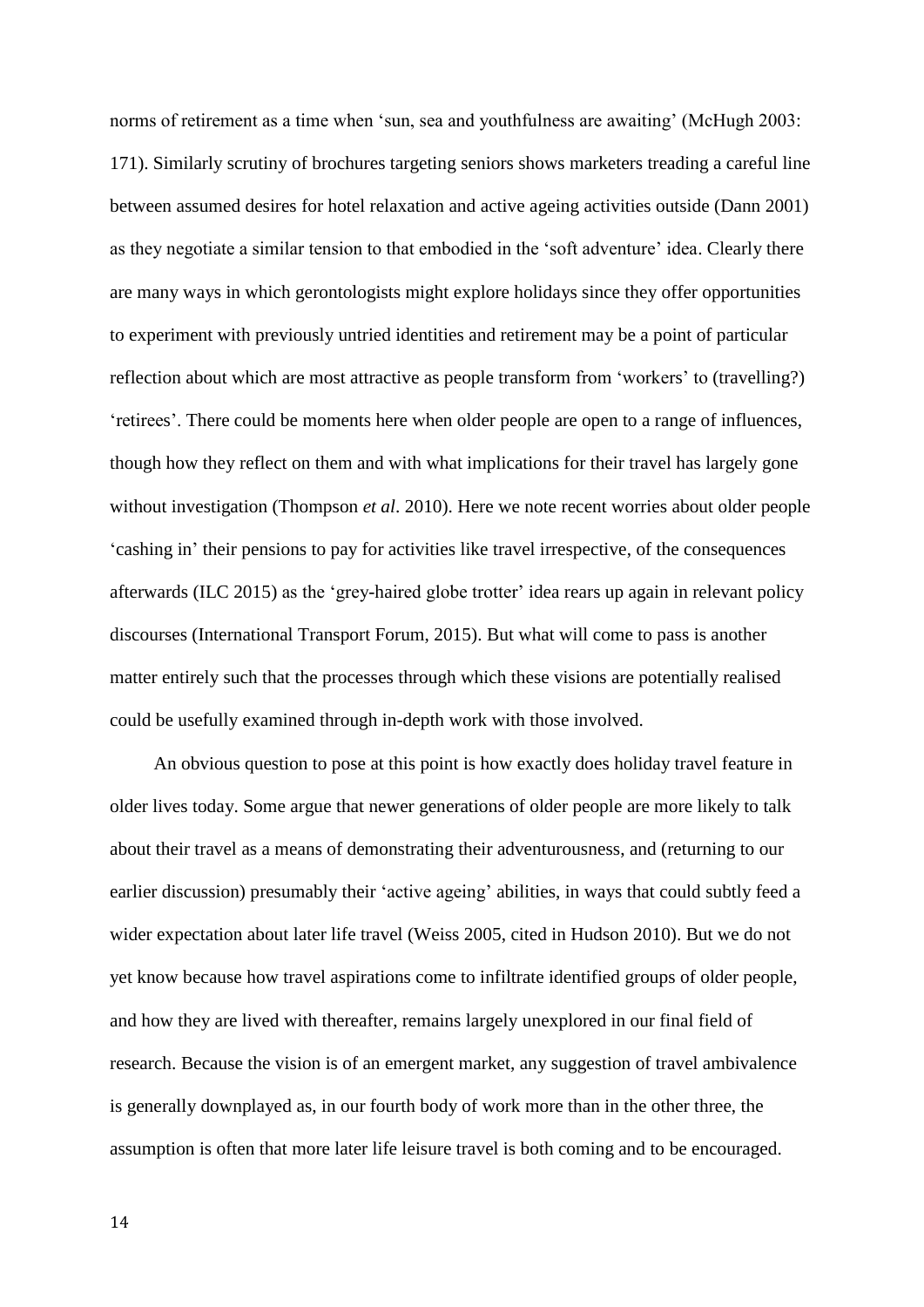norms of retirement as a time when 'sun, sea and youthfulness are awaiting' (McHugh 2003: 171). Similarly scrutiny of brochures targeting seniors shows marketers treading a careful line between assumed desires for hotel relaxation and active ageing activities outside (Dann 2001) as they negotiate a similar tension to that embodied in the 'soft adventure' idea. Clearly there are many ways in which gerontologists might explore holidays since they offer opportunities to experiment with previously untried identities and retirement may be a point of particular reflection about which are most attractive as people transform from 'workers' to (travelling?) 'retirees'. There could be moments here when older people are open to a range of influences, though how they reflect on them and with what implications for their travel has largely gone without investigation (Thompson *et al*. 2010). Here we note recent worries about older people 'cashing in' their pensions to pay for activities like travel irrespective, of the consequences afterwards (ILC 2015) as the 'grey-haired globe trotter' idea rears up again in relevant policy discourses (International Transport Forum, 2015). But what will come to pass is another matter entirely such that the processes through which these visions are potentially realised could be usefully examined through in-depth work with those involved.

An obvious question to pose at this point is how exactly does holiday travel feature in older lives today. Some argue that newer generations of older people are more likely to talk about their travel as a means of demonstrating their adventurousness, and (returning to our earlier discussion) presumably their 'active ageing' abilities, in ways that could subtly feed a wider expectation about later life travel (Weiss 2005, cited in Hudson 2010). But we do not yet know because how travel aspirations come to infiltrate identified groups of older people, and how they are lived with thereafter, remains largely unexplored in our final field of research. Because the vision is of an emergent market, any suggestion of travel ambivalence is generally downplayed as, in our fourth body of work more than in the other three, the assumption is often that more later life leisure travel is both coming and to be encouraged.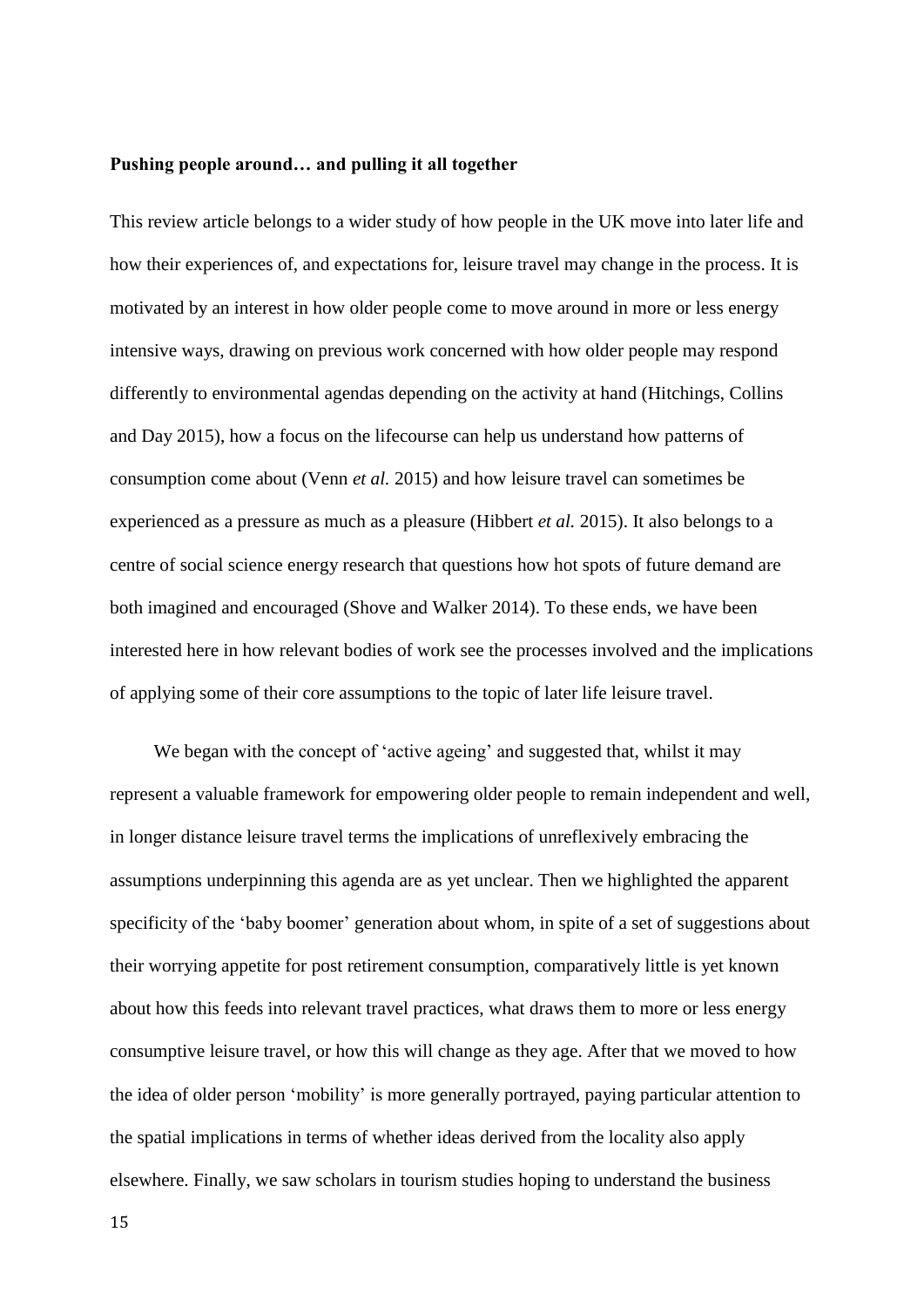**Pushing people around… and pulling it all together**

This review article belongs to a wider study of how people in the UK move into later life and how their experiences of, and expectations for, leisure travel may change in the process. It is motivated by an interest in how older people come to move around in more or less energy intensive ways, drawing on previous work concerned with how older people may respond differently to environmental agendas depending on the activity at hand (Hitchings, Collins and Day 2015), how a focus on the lifecourse can help us understand how patterns of consumption come about (Venn *et al.* 2015) and how leisure travel can sometimes be experienced as a pressure as much as a pleasure (Hibbert *et al.* 2015). It also belongs to a centre of social science energy research that questions how hot spots of future demand are both imagined and encouraged (Shove and Walker 2014). To these ends, we have been interested here in how relevant bodies of work see the processes involved and the implications of applying some of their core assumptions to the topic of later life leisure travel.

We began with the concept of 'active ageing' and suggested that, whilst it may represent a valuable framework for empowering older people to remain independent and well, in longer distance leisure travel terms the implications of unreflexively embracing the assumptions underpinning this agenda are as yet unclear. Then we highlighted the apparent specificity of the 'baby boomer' generation about whom, in spite of a set of suggestions about their worrying appetite for post retirement consumption, comparatively little is yet known about how this feeds into relevant travel practices, what draws them to more or less energy consumptive leisure travel, or how this will change as they age. After that we moved to how the idea of older person 'mobility' is more generally portrayed, paying particular attention to the spatial implications in terms of whether ideas derived from the locality also apply elsewhere. Finally, we saw scholars in tourism studies hoping to understand the business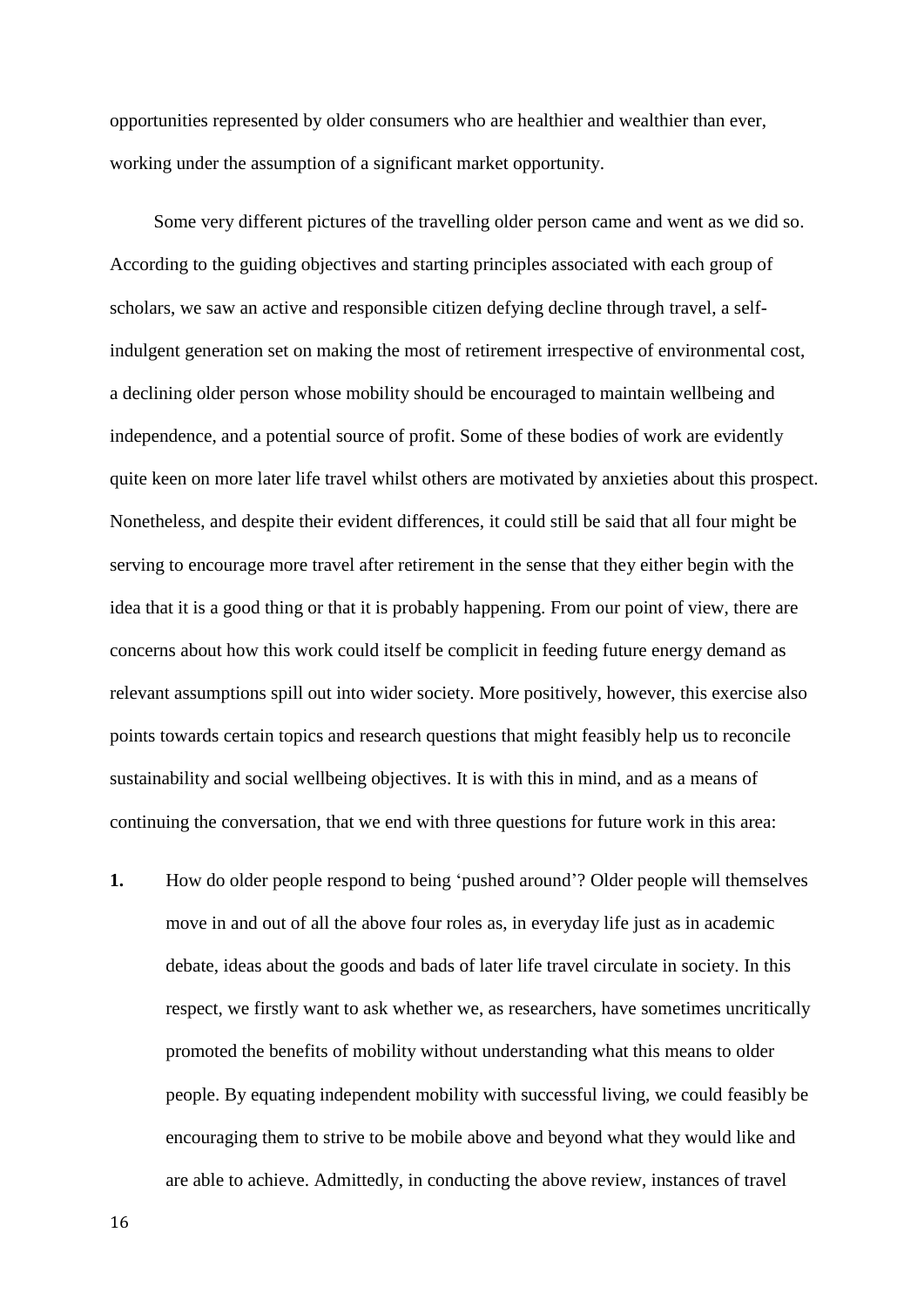opportunities represented by older consumers who are healthier and wealthier than ever, working under the assumption of a significant market opportunity.

Some very different pictures of the travelling older person came and went as we did so. According to the guiding objectives and starting principles associated with each group of scholars, we saw an active and responsible citizen defying decline through travel, a self-indulgent generation set on making the most of retirement irrespective of environmental cost, a declining older person whose mobility should be encouraged to maintain wellbeing and independence, and a potential source of profit. Some of these bodies of work are evidently quite keen on more later life travel whilst others are motivated by anxieties about this prospect. Nonetheless, and despite their evident differences, it could still be said that all four might be serving to encourage more travel after retirement in the sense that they either begin with the idea that it is a good thing or that it is probably happening. From our point of view, there are concerns about how this work could itself be complicit in feeding future energy demand as relevant assumptions spill out into wider society. More positively, however, this exercise also points towards certain topics and research questions that might feasibly help us to reconcile sustainability and social wellbeing objectives. It is with this in mind, and as a means of continuing the conversation, that we end with three questions for future work in this area:

1. How do older people respond to being 'pushed around'? Older people will themselves move in and out of all the above four roles as, in everyday life just as in academic debate, ideas about the goods and bads of later life travel circulate in society. In this respect, we firstly want to ask whether we, as researchers, have sometimes uncritically promoted the benefits of mobility without understanding what this means to older people. By equating independent mobility with successful living, we could feasibly be encouraging them to strive to be mobile above and beyond what they would like and are able to achieve. Admittedly, in conducting the above review, instances of travel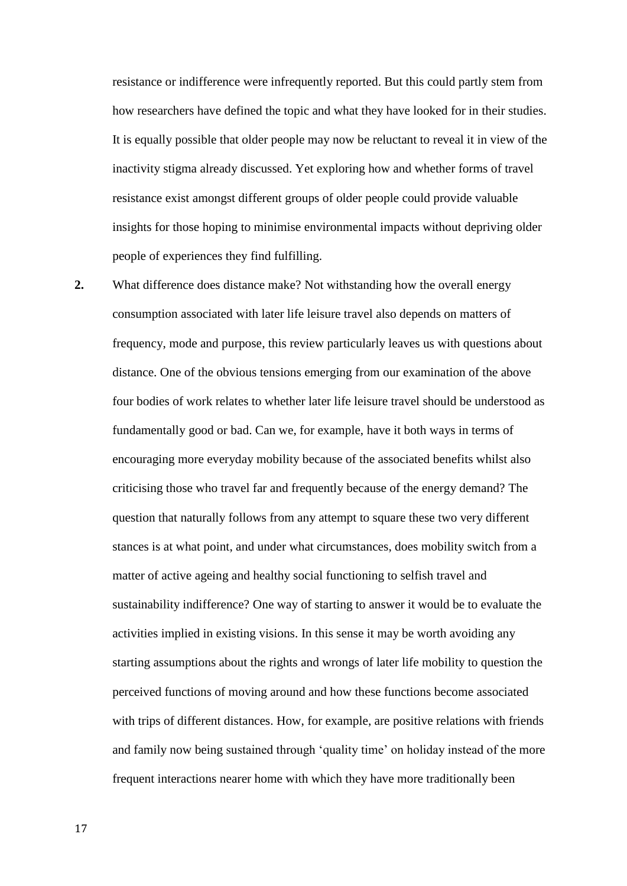resistance or indifference were infrequently reported. But this could partly stem from how researchers have defined the topic and what they have looked for in their studies. It is equally possible that older people may now be reluctant to reveal it in view of the inactivity stigma already discussed. Yet exploring how and whether forms of travel resistance exist amongst different groups of older people could provide valuable insights for those hoping to minimise environmental impacts without depriving older people of experiences they find fulfilling.

**2.** What difference does distance make? Not withstanding how the overall energy consumption associated with later life leisure travel also depends on matters of frequency, mode and purpose, this review particularly leaves us with questions about distance. One of the obvious tensions emerging from our examination of the above four bodies of work relates to whether later life leisure travel should be understood as fundamentally good or bad. Can we, for example, have it both ways in terms of encouraging more everyday mobility because of the associated benefits whilst also criticising those who travel far and frequently because of the energy demand? The question that naturally follows from any attempt to square these two very different stances is at what point, and under what circumstances, does mobility switch from a matter of active ageing and healthy social functioning to selfish travel and sustainability indifference? One way of starting to answer it would be to evaluate the activities implied in existing visions. In this sense it may be worth avoiding any starting assumptions about the rights and wrongs of later life mobility to question the perceived functions of moving around and how these functions become associated with trips of different distances. How, for example, are positive relations with friends and family now being sustained through 'quality time' on holiday instead of the more frequent interactions nearer home with which they have more traditionally been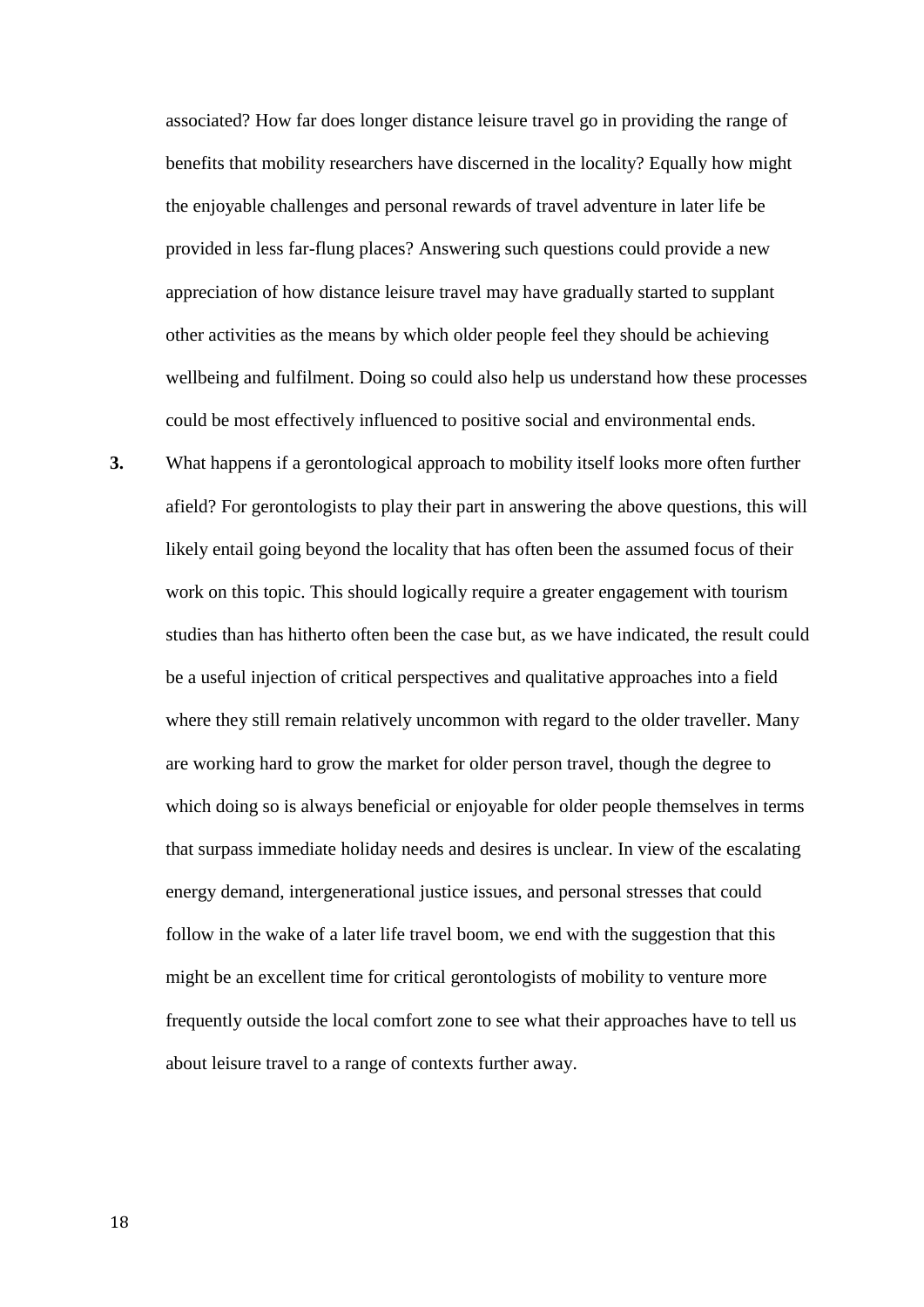associated? How far does longer distance leisure travel go in providing the range of benefits that mobility researchers have discerned in the locality? Equally how might the enjoyable challenges and personal rewards of travel adventure in later life be provided in less far-flung places? Answering such questions could provide a new appreciation of how distance leisure travel may have gradually started to supplant other activities as the means by which older people feel they should be achieving wellbeing and fulfilment. Doing so could also help us understand how these processes could be most effectively influenced to positive social and environmental ends.

**3.** What happens if a gerontological approach to mobility itself looks more often further afield? For gerontologists to play their part in answering the above questions, this will likely entail going beyond the locality that has often been the assumed focus of their work on this topic. This should logically require a greater engagement with tourism studies than has hitherto often been the case but, as we have indicated, the result could be a useful injection of critical perspectives and qualitative approaches into a field where they still remain relatively uncommon with regard to the older traveller. Many are working hard to grow the market for older person travel, though the degree to which doing so is always beneficial or enjoyable for older people themselves in terms that surpass immediate holiday needs and desires is unclear. In view of the escalating energy demand, intergenerational justice issues, and personal stresses that could follow in the wake of a later life travel boom, we end with the suggestion that this might be an excellent time for critical gerontologists of mobility to venture more frequently outside the local comfort zone to see what their approaches have to tell us about leisure travel to a range of contexts further away.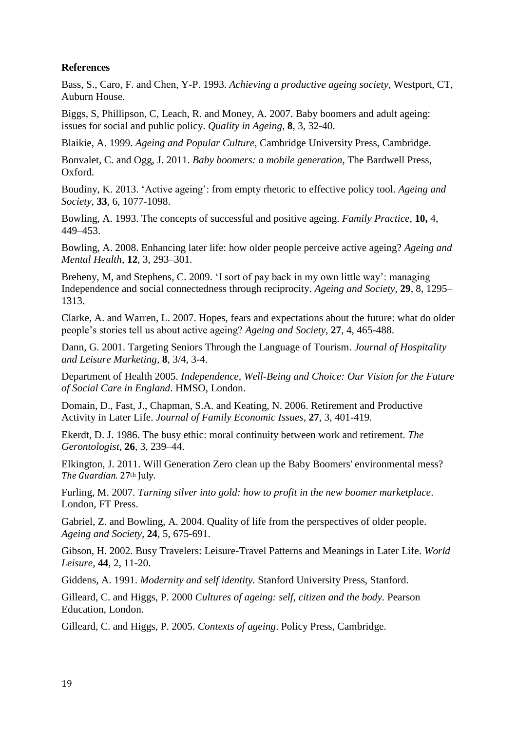**References**

Bass, S., Caro, F. and Chen, Y-P. 1993. *Achieving a productive ageing society*, Westport, CT, Auburn House.

Biggs, S, Phillipson, C, Leach, R. and Money, A. 2007. Baby boomers and adult ageing: issues for social and public policy. *Quality in Ageing*, **8**, 3, 32-40.

Blaikie, A. 1999. *Ageing and Popular Culture*, Cambridge University Press, Cambridge.

Bonvalet, C. and Ogg, J. 2011. *Baby boomers: a mobile generation*, The Bardwell Press, Oxford.

Boudiny, K. 2013. 'Active ageing': from empty rhetoric to effective policy tool. *Ageing and Society,* **33**, 6, 1077-1098.

Bowling, A. 1993. The concepts of successful and positive ageing. *Family Practice,* **10,** 4, 449–453.

Bowling, A. 2008. Enhancing later life: how older people perceive active ageing? *Ageing and Mental Health,* **12**, 3, 293–301.

Breheny, M, and Stephens, C. 2009. 'I sort of pay back in my own little way': managing Independence and social connectedness through reciprocity. *Ageing and Society,* **29**, 8, 1295–1313.

Clarke, A. and Warren, L. 2007. Hopes, fears and expectations about the future: what do older people's stories tell us about active ageing? *Ageing and Society,* **27**, 4, 465-488.

Dann, G. 2001. Targeting Seniors Through the Language of Tourism. *Journal of Hospitality and Leisure Marketing,* **8**, 3/4, 3-4.

Department of Health 2005. *Independence, Well-Being and Choice: Our Vision for the Future of Social Care in England*. HMSO, London.

Domain, D., Fast, J., Chapman, S.A. and Keating, N. 2006. Retirement and Productive Activity in Later Life. *Journal of Family Economic Issues,* **27**, 3, 401-419.

Ekerdt, D. J. 1986. The busy ethic: moral continuity between work and retirement. *The Gerontologist,* **26**, 3, 239–44.

Elkington, J. 2011. Will Generation Zero clean up the Baby Boomers' environmental mess? *The Guardian.* 27th July.

Furling, M. 2007. *Turning silver into gold: how to profit in the new boomer marketplace*. London, FT Press.

Gabriel, Z. and Bowling, A. 2004. Quality of life from the perspectives of older people. *Ageing and Society,* **24**, 5, 675-691.

Gibson, H. 2002. Busy Travelers: Leisure-Travel Patterns and Meanings in Later Life. *World Leisure,* **44**, 2, 11-20.

Giddens, A. 1991. *Modernity and self identity.* Stanford University Press, Stanford.

Gilleard, C. and Higgs, P. 2000 *Cultures of ageing: self, citizen and the body.* Pearson Education, London.

Gilleard, C. and Higgs, P. 2005. *Contexts of ageing*. Policy Press, Cambridge.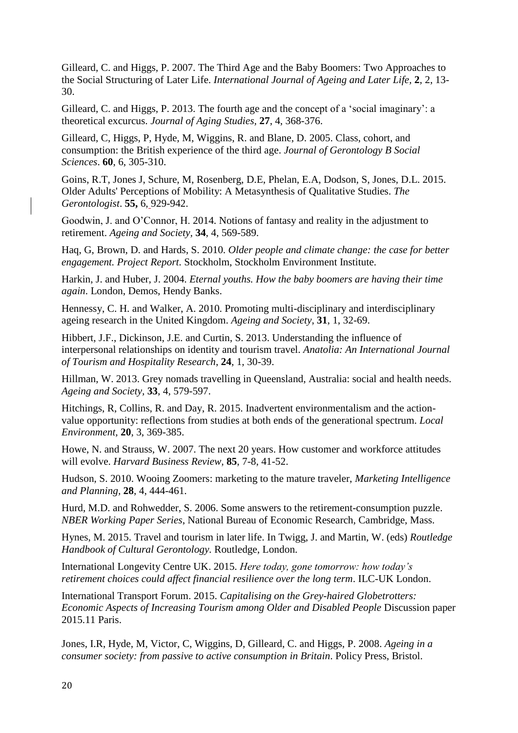Gilleard, C. and Higgs, P. 2007. The Third Age and the Baby Boomers: Two Approaches to the Social Structuring of Later Life. *International Journal of Ageing and Later Life,* **2**, 2, 13-30.

Gilleard, C. and Higgs, P. 2013. The fourth age and the concept of a 'social imaginary': a theoretical excurcus. *Journal of Aging Studies,* **27**, 4, 368-376.

Gilleard, C, Higgs, P, Hyde, M, Wiggins, R. and Blane, D. 2005. Class, cohort, and consumption: the British experience of the third age. *Journal of Gerontology B Social Sciences*. **60**, 6, 305-310.

Goins, R.T, Jones J, Schure, M, Rosenberg, D.E, Phelan, E.A, Dodson, S, Jones, D.L. 2015. Older Adults' Perceptions of Mobility: A Metasynthesis of Qualitative Studies. *The Gerontologist*. **55,** 6, 929-942.

Goodwin, J. and O'Connor, H. 2014. Notions of fantasy and reality in the adjustment to retirement. *Ageing and Society,* **34**, 4, 569-589.

Haq, G, Brown, D. and Hards, S. 2010. *Older people and climate change: the case for better engagement. Project Report.* Stockholm, Stockholm Environment Institute.

Harkin, J. and Huber, J. 2004. *Eternal youths. How the baby boomers are having their time again*. London, Demos, Hendy Banks.

Hennessy, C. H. and Walker, A. 2010. Promoting multi-disciplinary and interdisciplinary ageing research in the United Kingdom. *Ageing and Society*, **31**, 1, 32-69.

Hibbert, J.F., Dickinson, J.E. and Curtin, S. 2013. Understanding the influence of interpersonal relationships on identity and tourism travel. *Anatolia: An International Journal of Tourism and Hospitality Research*, **24**, 1, 30-39.

Hillman, W. 2013. Grey nomads travelling in Queensland, Australia: social and health needs. *Ageing and Society,* **33**, 4, 579-597.

Hitchings, R, Collins, R. and Day, R. 2015. Inadvertent environmentalism and the action-value opportunity: reflections from studies at both ends of the generational spectrum. *Local Environment,* **20**, 3, 369-385.

Howe, N. and Strauss, W. 2007. The next 20 years. How customer and workforce attitudes will evolve. *Harvard Business Review,* **85**, 7-8, 41-52.

Hudson, S. 2010. Wooing Zoomers: marketing to the mature traveler, *Marketing Intelligence and Planning,* **28**, 4, 444-461.

Hurd, M.D. and Rohwedder, S. 2006. Some answers to the retirement-consumption puzzle. *NBER Working Paper Series*, National Bureau of Economic Research, Cambridge, Mass.

Hynes, M. 2015. Travel and tourism in later life. In Twigg, J. and Martin, W. (eds) *Routledge Handbook of Cultural Gerontology*. Routledge, London.

International Longevity Centre UK. 2015. *Here today, gone tomorrow: how today's retirement choices could affect financial resilience over the long term*. ILC-UK London.

International Transport Forum. 2015. *Capitalising on the Grey-haired Globetrotters: Economic Aspects of Increasing Tourism among Older and Disabled People* Discussion paper 2015.11 Paris.

Jones, I.R, Hyde, M, Victor, C, Wiggins, D, Gilleard, C. and Higgs, P. 2008. *Ageing in a consumer society: from passive to active consumption in Britain*. Policy Press, Bristol.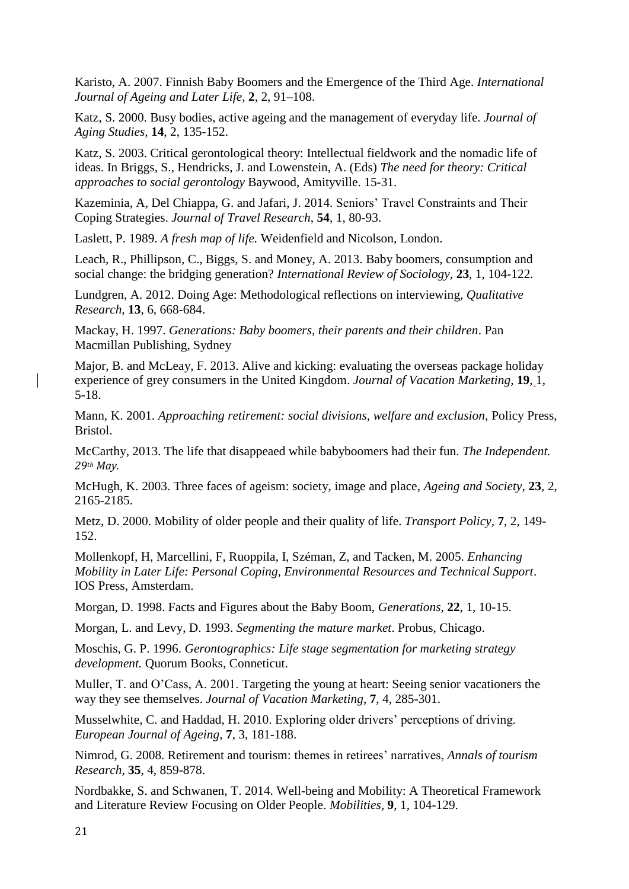Karisto, A. 2007. Finnish Baby Boomers and the Emergence of the Third Age. *International Journal of Ageing and Later Life*, **2**, 2, 91–108.

Katz, S. 2000. Busy bodies, active ageing and the management of everyday life. *Journal of Aging Studies*, **14**, 2, 135-152.

Katz, S. 2003. Critical gerontological theory: Intellectual fieldwork and the nomadic life of ideas. In Briggs, S., Hendricks, J. and Lowenstein, A. (Eds) *The need for theory: Critical approaches to social gerontology* Baywood, Amityville. 15-31.

Kazeminia, A, Del Chiappa, G. and Jafari, J. 2014. Seniors' Travel Constraints and Their Coping Strategies. *Journal of Travel Research*, **54**, 1, 80-93.

Laslett, P. 1989. *A fresh map of life.* Weidenfield and Nicolson, London.

Leach, R., Phillipson, C., Biggs, S. and Money, A. 2013. Baby boomers, consumption and social change: the bridging generation? *International Review of Sociology*, **23**, 1, 104-122.

Lundgren, A. 2012. Doing Age: Methodological reflections on interviewing, *Qualitative Research*, **13**, 6, 668-684.

Mackay, H. 1997. *Generations: Baby boomers, their parents and their children*. Pan Macmillan Publishing, Sydney

Major, B. and McLeay, F. 2013. Alive and kicking: evaluating the overseas package holiday experience of grey consumers in the United Kingdom. *Journal of Vacation Marketing,* **19**, 1, 5-18.

Mann, K. 2001. *Approaching retirement: social divisions, welfare and exclusion,* Policy Press, Bristol.

McCarthy, 2013. The life that disappeaed while babyboomers had their fun. *The Independent. 29th May.*

McHugh, K. 2003. Three faces of ageism: society, image and place, *Ageing and Society*, **23**, 2, 2165-2185.

Metz, D. 2000. Mobility of older people and their quality of life. *Transport Policy,* **7**, 2, 149-152.

Mollenkopf, H, Marcellini, F, Ruoppila, I, Széman, Z, and Tacken, M. 2005. *Enhancing Mobility in Later Life: Personal Coping, Environmental Resources and Technical Support*. IOS Press, Amsterdam.

Morgan, D. 1998. Facts and Figures about the Baby Boom, *Generations*, **22**, 1, 10-15.

Morgan, L. and Levy, D. 1993. *Segmenting the mature market*. Probus, Chicago.

Moschis, G. P. 1996. *Gerontographics: Life stage segmentation for marketing strategy development.* Quorum Books, Conneticut.

Muller, T. and O'Cass, A. 2001. Targeting the young at heart: Seeing senior vacationers the way they see themselves. *Journal of Vacation Marketing*, **7**, 4, 285-301.

Musselwhite, C. and Haddad, H. 2010. Exploring older drivers' perceptions of driving. *European Journal of Ageing*, **7**, 3, 181-188.

Nimrod, G. 2008. Retirement and tourism: themes in retirees' narratives, *Annals of tourism Research*, **35**, 4, 859-878.

Nordbakke, S. and Schwanen, T. 2014. Well-being and Mobility: A Theoretical Framework and Literature Review Focusing on Older People. *Mobilities,* **9**, 1, 104-129.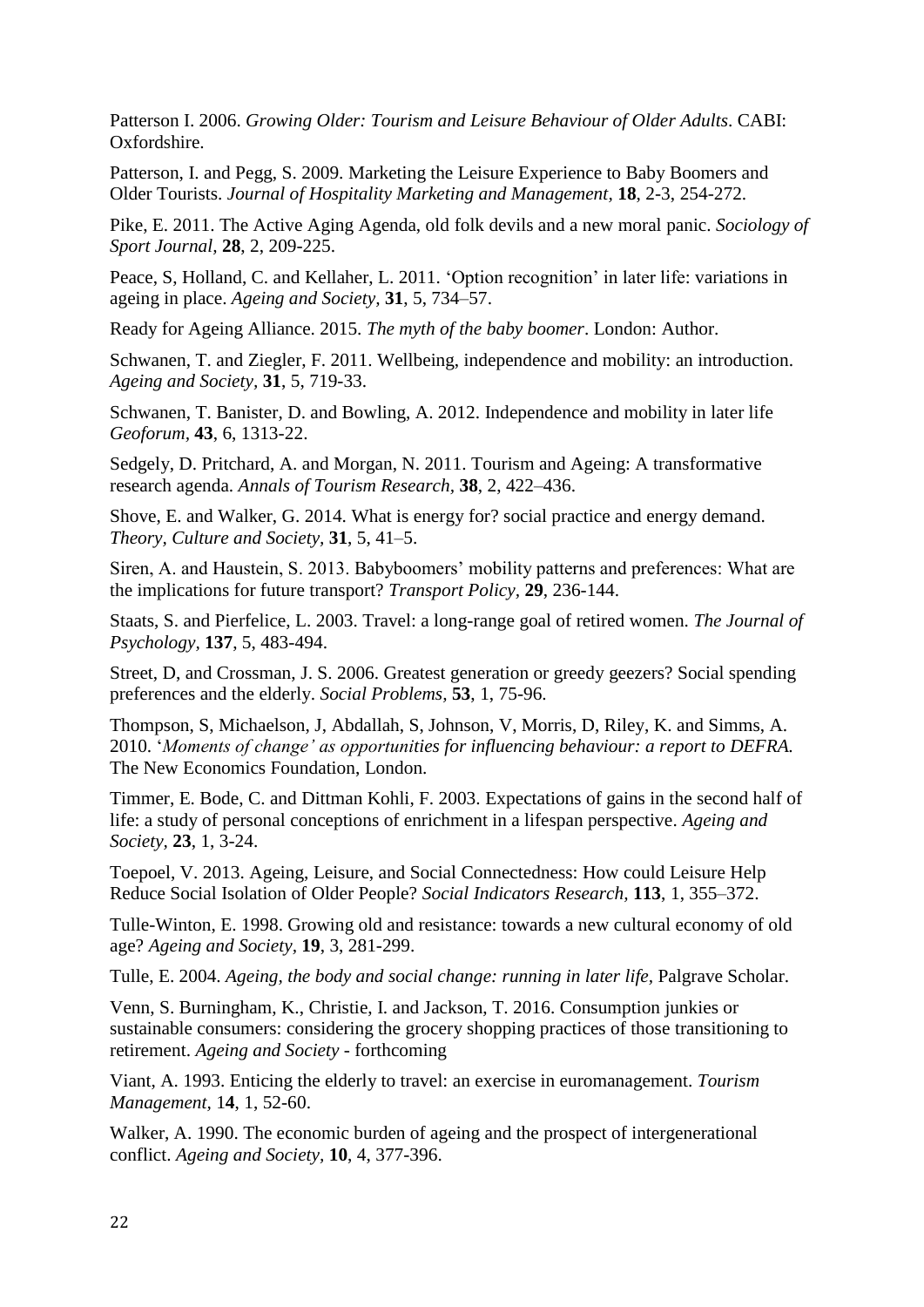Patterson I. 2006. *Growing Older: Tourism and Leisure Behaviour of Older Adults*. CABI: Oxfordshire.

Patterson, I. and Pegg, S. 2009. Marketing the Leisure Experience to Baby Boomers and Older Tourists. *Journal of Hospitality Marketing and Management,* **18**, 2-3, 254-272.

Pike, E. 2011. The Active Aging Agenda, old folk devils and a new moral panic. *Sociology of Sport Journal,* **28**, 2, 209-225.

Peace, S, Holland, C. and Kellaher, L. 2011. 'Option recognition' in later life: variations in ageing in place. *Ageing and Society,* **31**, 5, 734–57.

Ready for Ageing Alliance. 2015. *The myth of the baby boomer*. London: Author.

Schwanen, T. and Ziegler, F. 2011. Wellbeing, independence and mobility: an introduction. *Ageing and Society,* **31**, 5, 719-33.

Schwanen, T. Banister, D. and Bowling, A. 2012. Independence and mobility in later life *Geoforum*, **43**, 6, 1313-22.

Sedgely, D. Pritchard, A. and Morgan, N. 2011. Tourism and Ageing: A transformative research agenda. *Annals of Tourism Research,* **38**, 2, 422–436.

Shove, E. and Walker, G. 2014. What is energy for? social practice and energy demand. *Theory, Culture and Society*, **31**, 5, 41–5.

Siren, A. and Haustein, S. 2013. Babyboomers' mobility patterns and preferences: What are the implications for future transport? *Transport Policy,* **29**, 236-144.

Staats, S. and Pierfelice, L. 2003. Travel: a long-range goal of retired women. *The Journal of Psychology,* **137**, 5, 483-494.

Street, D, and Crossman, J. S. 2006. Greatest generation or greedy geezers? Social spending preferences and the elderly. *Social Problems,* **53**, 1, 75-96.

Thompson, S, Michaelson, J, Abdallah, S, Johnson, V, Morris, D, Riley, K. and Simms, A. 2010. '*Moments of change' as opportunities for influencing behaviour: a report to DEFRA.* The New Economics Foundation, London.

Timmer, E. Bode, C. and Dittman Kohli, F. 2003. Expectations of gains in the second half of life: a study of personal conceptions of enrichment in a lifespan perspective. *Ageing and Society*, **23**, 1, 3-24.

Toepoel, V. 2013. Ageing, Leisure, and Social Connectedness: How could Leisure Help Reduce Social Isolation of Older People? *Social Indicators Research,* **113**, 1, 355–372.

Tulle-Winton, E. 1998. Growing old and resistance: towards a new cultural economy of old age? *Ageing and Society*, **19**, 3, 281-299.

Tulle, E. 2004. *Ageing, the body and social change: running in later life,* Palgrave Scholar.

Venn, S. Burningham, K., Christie, I. and Jackson, T. 2016. Consumption junkies or sustainable consumers: considering the grocery shopping practices of those transitioning to retirement. *Ageing and Society* - forthcoming

Viant, A. 1993. Enticing the elderly to travel: an exercise in euromanagement. *Tourism Management*, 1**4**, 1, 52-60.

Walker, A. 1990. The economic burden of ageing and the prospect of intergenerational conflict. *Ageing and Society*, **10**, 4, 377-396.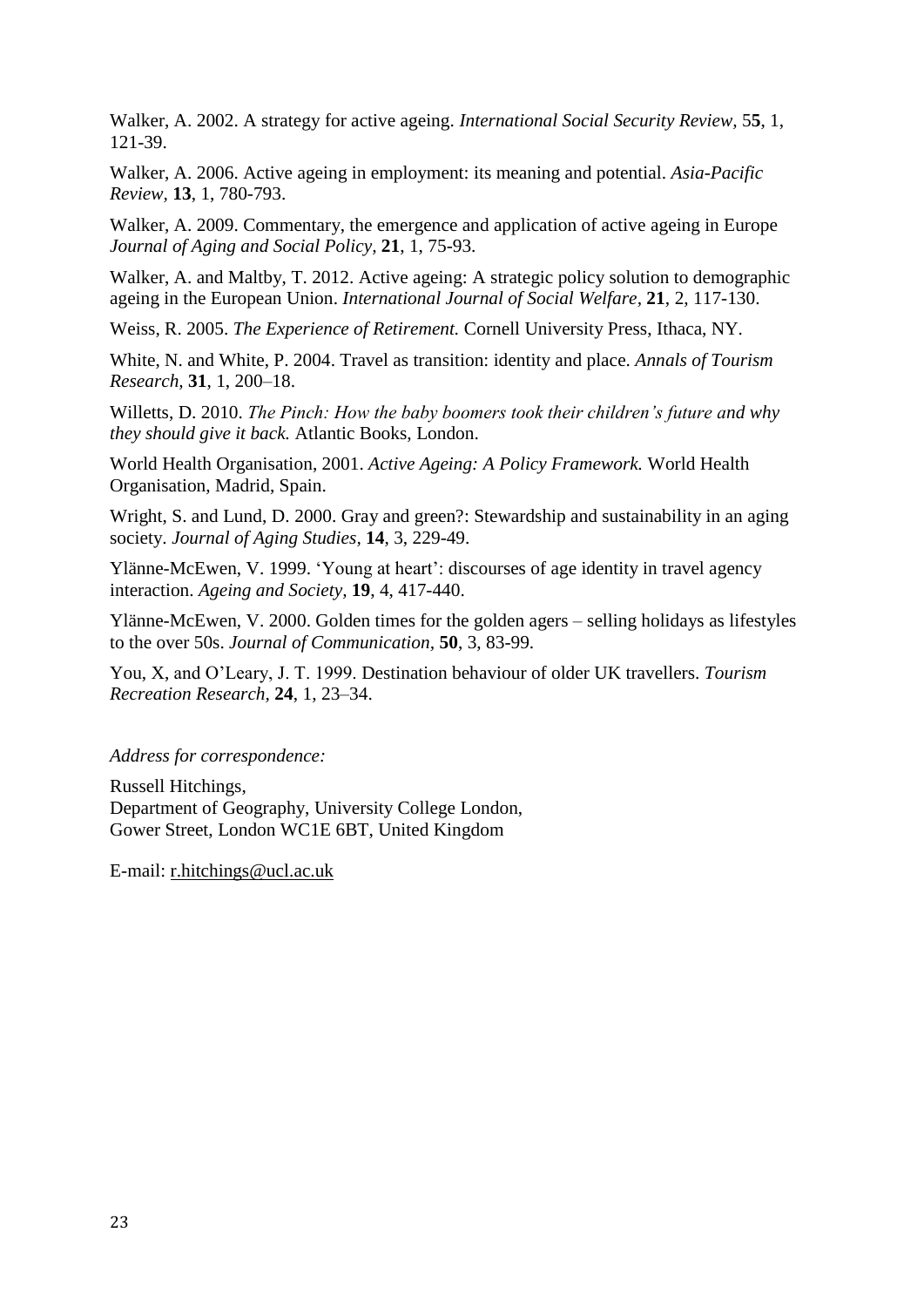Walker, A. 2002. A strategy for active ageing. *International Social Security Review,* 5**5**, 1, 121-39.

Walker, A. 2006. Active ageing in employment: its meaning and potential. *Asia-Pacific Review,* **13**, 1, 780-793.

Walker, A. 2009. Commentary, the emergence and application of active ageing in Europe *Journal of Aging and Social Policy,* **21**, 1, 75-93.

Walker, A. and Maltby, T. 2012. Active ageing: A strategic policy solution to demographic ageing in the European Union. *International Journal of Social Welfare,* **21**, 2, 117-130.

Weiss, R. 2005. *The Experience of Retirement.* Cornell University Press, Ithaca, NY.

White, N. and White, P. 2004. Travel as transition: identity and place. *Annals of Tourism Research,* **31**, 1, 200–18.

Willetts, D. 2010. *The Pinch: How the baby boomers took their children's future and why they should give it back.* Atlantic Books, London.

World Health Organisation, 2001. *Active Ageing: A Policy Framework.* World Health Organisation, Madrid, Spain.

Wright, S. and Lund, D. 2000. Gray and green?: Stewardship and sustainability in an aging society. *Journal of Aging Studies,* **14**, 3, 229-49.

Ylänne-McEwen, V. 1999. 'Young at heart': discourses of age identity in travel agency interaction. *Ageing and Society,* **19**, 4, 417-440.

Ylänne-McEwen, V. 2000. Golden times for the golden agers – selling holidays as lifestyles to the over 50s. *Journal of Communication,* **50**, 3, 83-99.

You, X, and O'Leary, J. T. 1999. Destination behaviour of older UK travellers. *Tourism Recreation Research,* **24**, 1, 23–34.

*Address for correspondence:*

Russell Hitchings,
Department of Geography, University College London,
Gower Street, London WC1E 6BT, United Kingdom

E-mail: r.hitchings@ucl.ac.uk